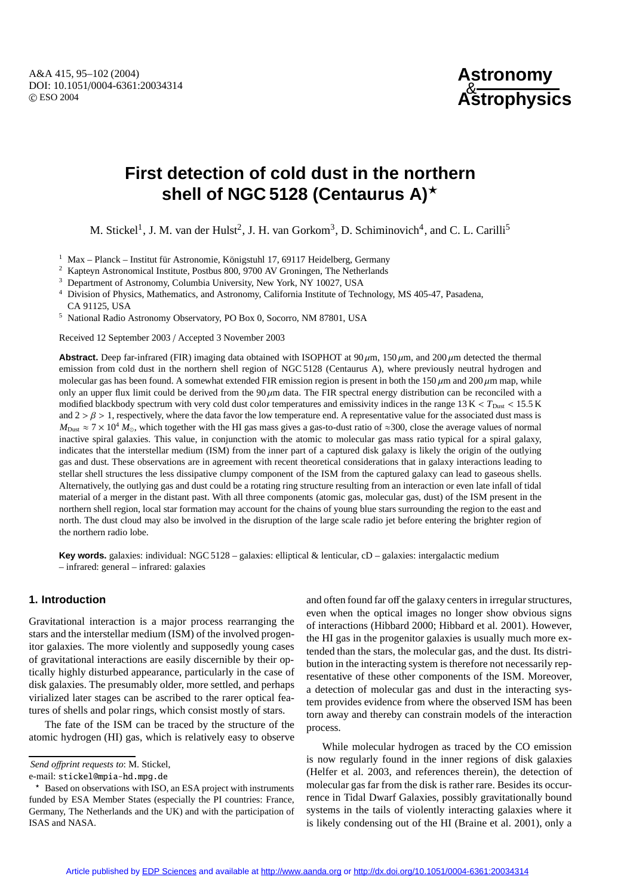# First detection of cold dust in the northern shell of NGC 5128 (Centaurus A)*

M. Stickel[1], J. M. van der Hulst[2], J. H. van Gorkom[3], D. Schiminovich[4], and C. L. Carilli[5]

[1] Max – Planck – Institut für Astronomie, Königstuhl 17, 69117 Heidelberg, Germany
[2] Kapteyn Astronomical Institute, Postbus 800, 9700 AV Groningen, The Netherlands
[3] Department of Astronomy, Columbia University, New York, NY 10027, USA
[4] Division of Physics, Mathematics, and Astronomy, California Institute of Technology, MS 405-47, Pasadena, CA 91125, USA
[5] National Radio Astronomy Observatory, PO Box 0, Socorro, NM 87801, USA

Received 12 September 2003 / Accepted 3 November 2003

**Abstract.** Deep far-infrared (FIR) imaging data obtained with ISOPHOT at 90 $\mu$m, 150 $\mu$m, and 200 $\mu$m detected the thermal emission from cold dust in the northern shell region of NGC 5128 (Centaurus A), where previously neutral hydrogen and molecular gas has been found. A somewhat extended FIR emission region is present in both the 150 $\mu$m and 200 $\mu$m map, while only an upper flux limit could be derived from the 90 $\mu$m data. The FIR spectral energy distribution can be reconciled with a modified blackbody spectrum with very cold dust color temperatures and emissivity indices in the range $13\,\mathrm{K} < T_{\mathrm{Dust}} < 15.5\,\mathrm{K}$ and $2 > \beta > 1$, respectively, where the data favor the low temperature end. A representative value for the associated dust mass is $M_{\mathrm{Dust}} \approx 7 \times 10^4\,M_{\odot}$, which together with the HI gas mass gives a gas-to-dust ratio of $\approx$300, close the average values of normal inactive spiral galaxies. This value, in conjunction with the atomic to molecular gas mass ratio typical for a spiral galaxy, indicates that the interstellar medium (ISM) from the inner part of a captured disk galaxy is likely the origin of the outlying gas and dust. These observations are in agreement with recent theoretical considerations that in galaxy interactions leading to stellar shell structures the less dissipative clumpy component of the ISM from the captured galaxy can lead to gaseous shells. Alternatively, the outlying gas and dust could be a rotating ring structure resulting from an interaction or even late infall of tidal material of a merger in the distant past. With all three components (atomic gas, molecular gas, dust) of the ISM present in the northern shell region, local star formation may account for the chains of young blue stars surrounding the region to the east and north. The dust cloud may also be involved in the disruption of the large scale radio jet before entering the brighter region of the northern radio lobe.

**Key words.** galaxies: individual: NGC 5128 – galaxies: elliptical & lenticular, cD – galaxies: intergalactic medium – infrared: general – infrared: galaxies

## 1. Introduction

Gravitational interaction is a major process rearranging the stars and the interstellar medium (ISM) of the involved progenitor galaxies. The more violently and supposedly young cases of gravitational interactions are easily discernible by their optically highly disturbed appearance, particularly in the case of disk galaxies. The presumably older, more settled, and perhaps virialized later stages can be ascribed to the rarer optical features of shells and polar rings, which consist mostly of stars.

The fate of the ISM can be traced by the structure of the atomic hydrogen (HI) gas, which is relatively easy to observe and often found far off the galaxy centers in irregular structures, even when the optical images no longer show obvious signs of interactions (Hibbard 2000; Hibbard et al. 2001). However, the HI gas in the progenitor galaxies is usually much more extended than the stars, the molecular gas, and the dust. Its distribution in the interacting system is therefore not necessarily representative of these other components of the ISM. Moreover, a detection of molecular gas and dust in the interacting system provides evidence from where the observed ISM has been torn away and thereby can constrain models of the interaction process.

While molecular hydrogen as traced by the CO emission is now regularly found in the inner regions of disk galaxies (Helfer et al. 2003, and references therein), the detection of molecular gas far from the disk is rather rare. Besides its occurrence in Tidal Dwarf Galaxies, possibly gravitationally bound systems in the tails of violently interacting galaxies where it is likely condensing out of the HI (Braine et al. 2001), only a

*Send offprint requests to*: M. Stickel,
e-mail: stickel@mpia-hd.mpg.de

* Based on observations with ISO, an ESA project with instruments funded by ESA Member States (especially the PI countries: France, Germany, The Netherlands and the UK) and with the participation of ISAS and NASA.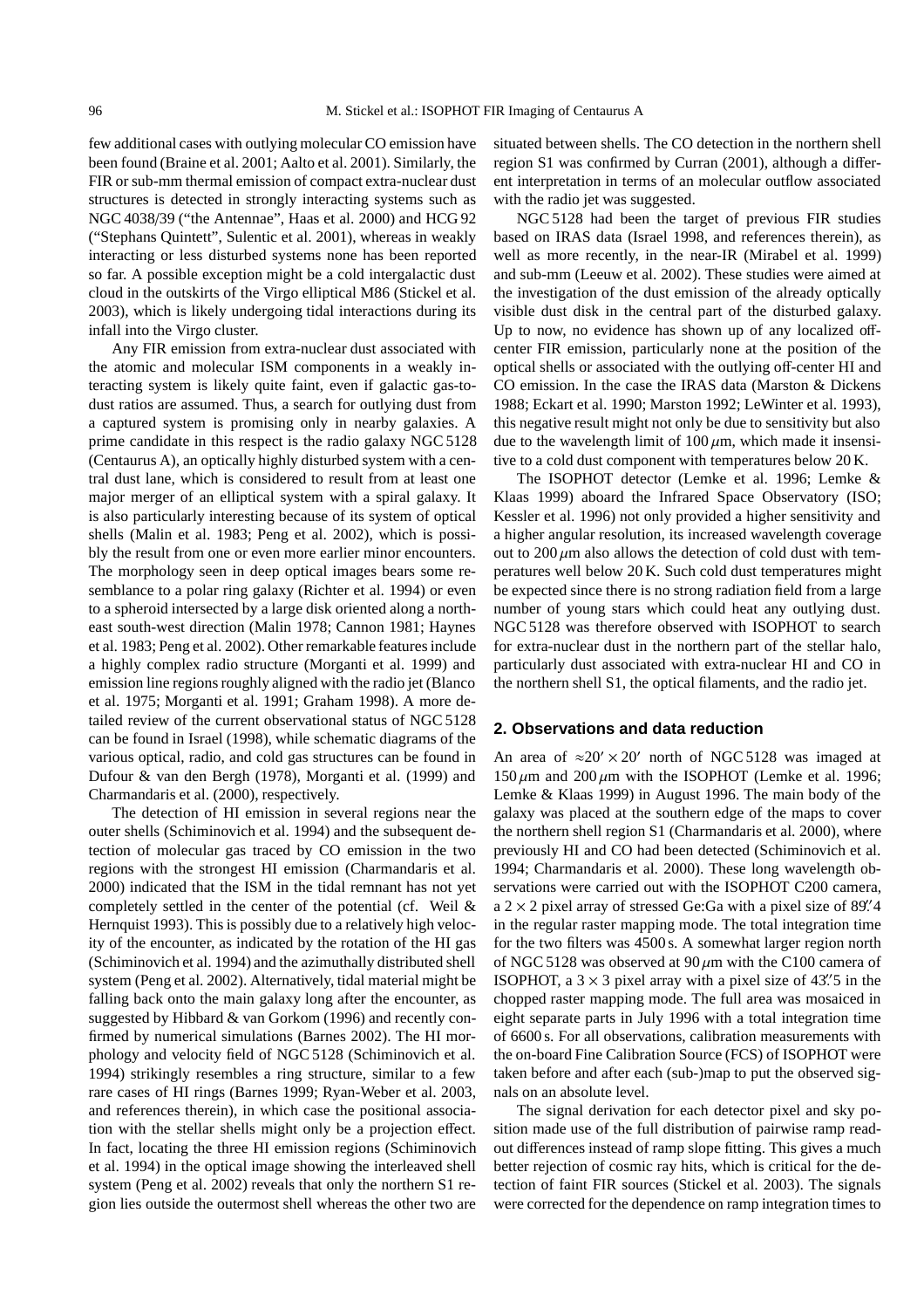few additional cases with outlying molecular CO emission have been found (Braine et al. 2001; Aalto et al. 2001). Similarly, the FIR or sub-mm thermal emission of compact extra-nuclear dust structures is detected in strongly interacting systems such as NGC 4038/39 ("the Antennae", Haas et al. 2000) and HCG 92 ("Stephans Quintett", Sulentic et al. 2001), whereas in weakly interacting or less disturbed systems none has been reported so far. A possible exception might be a cold intergalactic dust cloud in the outskirts of the Virgo elliptical M86 (Stickel et al. 2003), which is likely undergoing tidal interactions during its infall into the Virgo cluster.

Any FIR emission from extra-nuclear dust associated with the atomic and molecular ISM components in a weakly interacting system is likely quite faint, even if galactic gas-to-dust ratios are assumed. Thus, a search for outlying dust from a captured system is promising only in nearby galaxies. A prime candidate in this respect is the radio galaxy NGC 5128 (Centaurus A), an optically highly disturbed system with a central dust lane, which is considered to result from at least one major merger of an elliptical system with a spiral galaxy. It is also particularly interesting because of its system of optical shells (Malin et al. 1983; Peng et al. 2002), which is possibly the result from one or even more earlier minor encounters. The morphology seen in deep optical images bears some resemblance to a polar ring galaxy (Richter et al. 1994) or even to a spheroid intersected by a large disk oriented along a northeast south-west direction (Malin 1978; Cannon 1981; Haynes et al. 1983; Peng et al. 2002). Other remarkable features include a highly complex radio structure (Morganti et al. 1999) and emission line regions roughly aligned with the radio jet (Blanco et al. 1975; Morganti et al. 1991; Graham 1998). A more detailed review of the current observational status of NGC 5128 can be found in Israel (1998), while schematic diagrams of the various optical, radio, and cold gas structures can be found in Dufour & van den Bergh (1978), Morganti et al. (1999) and Charmandaris et al. (2000), respectively.

The detection of HI emission in several regions near the outer shells (Schiminovich et al. 1994) and the subsequent detection of molecular gas traced by CO emission in the two regions with the strongest HI emission (Charmandaris et al. 2000) indicated that the ISM in the tidal remnant has not yet completely settled in the center of the potential (cf. Weil & Hernquist 1993). This is possibly due to a relatively high velocity of the encounter, as indicated by the rotation of the HI gas (Schiminovich et al. 1994) and the azimuthally distributed shell system (Peng et al. 2002). Alternatively, tidal material might be falling back onto the main galaxy long after the encounter, as suggested by Hibbard & van Gorkom (1996) and recently confirmed by numerical simulations (Barnes 2002). The HI morphology and velocity field of NGC 5128 (Schiminovich et al. 1994) strikingly resembles a ring structure, similar to a few rare cases of HI rings (Barnes 1999; Ryan-Weber et al. 2003, and references therein), in which case the positional association with the stellar shells might only be a projection effect. In fact, locating the three HI emission regions (Schiminovich et al. 1994) in the optical image showing the interleaved shell system (Peng et al. 2002) reveals that only the northern S1 region lies outside the outermost shell whereas the other two are situated between shells. The CO detection in the northern shell region S1 was confirmed by Curran (2001), although a different interpretation in terms of an molecular outflow associated with the radio jet was suggested.

NGC 5128 had been the target of previous FIR studies based on IRAS data (Israel 1998, and references therein), as well as more recently, in the near-IR (Mirabel et al. 1999) and sub-mm (Leeuw et al. 2002). These studies were aimed at the investigation of the dust emission of the already optically visible dust disk in the central part of the disturbed galaxy. Up to now, no evidence has shown up of any localized off-center FIR emission, particularly none at the position of the optical shells or associated with the outlying off-center HI and CO emission. In the case the IRAS data (Marston & Dickens 1988; Eckart et al. 1990; Marston 1992; LeWinter et al. 1993), this negative result might not only be due to sensitivity but also due to the wavelength limit of 100 $\mu$m, which made it insensitive to a cold dust component with temperatures below 20 K.

The ISOPHOT detector (Lemke et al. 1996; Lemke & Klaas 1999) aboard the Infrared Space Observatory (ISO; Kessler et al. 1996) not only provided a higher sensitivity and a higher angular resolution, its increased wavelength coverage out to 200 $\mu$m also allows the detection of cold dust with temperatures well below 20 K. Such cold dust temperatures might be expected since there is no strong radiation field from a large number of young stars which could heat any outlying dust. NGC 5128 was therefore observed with ISOPHOT to search for extra-nuclear dust in the northern part of the stellar halo, particularly dust associated with extra-nuclear HI and CO in the northern shell S1, the optical filaments, and the radio jet.

## 2. Observations and data reduction

An area of $\approx 20' \times 20'$ north of NGC 5128 was imaged at 150 $\mu$m and 200 $\mu$m with the ISOPHOT (Lemke et al. 1996; Lemke & Klaas 1999) in August 1996. The main body of the galaxy was placed at the southern edge of the maps to cover the northern shell region S1 (Charmandaris et al. 2000), where previously HI and CO had been detected (Schiminovich et al. 1994; Charmandaris et al. 2000). These long wavelength observations were carried out with the ISOPHOT C200 camera, a $2 \times 2$ pixel array of stressed Ge:Ga with a pixel size of 89.″4 in the regular raster mapping mode. The total integration time for the two filters was 4500 s. A somewhat larger region north of NGC 5128 was observed at 90 $\mu$m with the C100 camera of ISOPHOT, a $3 \times 3$ pixel array with a pixel size of 43.″5 in the chopped raster mapping mode. The full area was mosaiced in eight separate parts in July 1996 with a total integration time of 6600 s. For all observations, calibration measurements with the on-board Fine Calibration Source (FCS) of ISOPHOT were taken before and after each (sub-)map to put the observed signals on an absolute level.

The signal derivation for each detector pixel and sky position made use of the full distribution of pairwise ramp readout differences instead of ramp slope fitting. This gives a much better rejection of cosmic ray hits, which is critical for the detection of faint FIR sources (Stickel et al. 2003). The signals were corrected for the dependence on ramp integration times to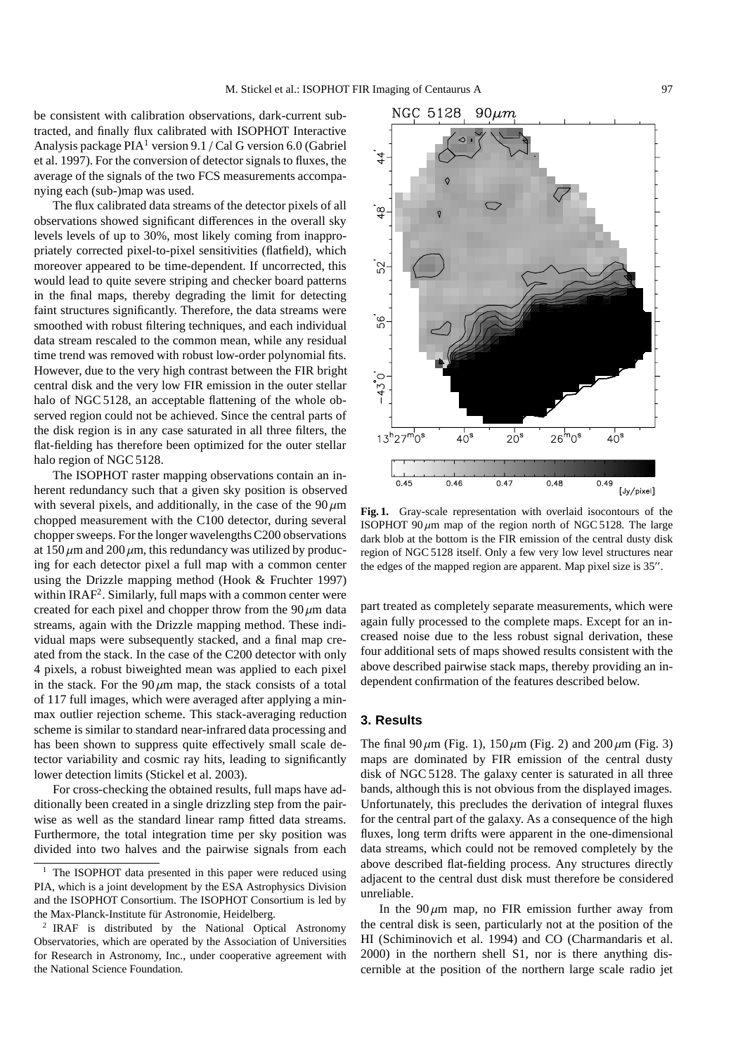be consistent with calibration observations, dark-current subtracted, and finally flux calibrated with ISOPHOT Interactive Analysis package PIA[1] version 9.1 / Cal G version 6.0 (Gabriel et al. 1997). For the conversion of detector signals to fluxes, the average of the signals of the two FCS measurements accompanying each (sub-)map was used.

The flux calibrated data streams of the detector pixels of all observations showed significant differences in the overall sky levels levels of up to 30%, most likely coming from inappropriately corrected pixel-to-pixel sensitivities (flatfield), which moreover appeared to be time-dependent. If uncorrected, this would lead to quite severe striping and checker board patterns in the final maps, thereby degrading the limit for detecting faint structures significantly. Therefore, the data streams were smoothed with robust filtering techniques, and each individual data stream rescaled to the common mean, while any residual time trend was removed with robust low-order polynomial fits. However, due to the very high contrast between the FIR bright central disk and the very low FIR emission in the outer stellar halo of NGC 5128, an acceptable flattening of the whole observed region could not be achieved. Since the central parts of the disk region is in any case saturated in all three filters, the flat-fielding has therefore been optimized for the outer stellar halo region of NGC 5128.

The ISOPHOT raster mapping observations contain an inherent redundancy such that a given sky position is observed with several pixels, and additionally, in the case of the $90\,\mu$m chopped measurement with the C100 detector, during several chopper sweeps. For the longer wavelengths C200 observations at $150\,\mu$m and $200\,\mu$m, this redundancy was utilized by producing for each detector pixel a full map with a common center using the Drizzle mapping method (Hook & Fruchter 1997) within IRAF[2]. Similarly, full maps with a common center were created for each pixel and chopper throw from the $90\,\mu$m data streams, again with the Drizzle mapping method. These individual maps were subsequently stacked, and a final map created from the stack. In the case of the C200 detector with only 4 pixels, a robust biweighted mean was applied to each pixel in the stack. For the $90\,\mu$m map, the stack consists of a total of 117 full images, which were averaged after applying a min-max outlier rejection scheme. This stack-averaging reduction scheme is similar to standard near-infrared data processing and has been shown to suppress quite effectively small scale detector variability and cosmic ray hits, leading to significantly lower detection limits (Stickel et al. 2003).

For cross-checking the obtained results, full maps have additionally been created in a single drizzling step from the pairwise as well as the standard linear ramp fitted data streams. Furthermore, the total integration time per sky position was divided into two halves and the pairwise signals from each part treated as completely separate measurements, which were again fully processed to the complete maps. Except for an increased noise due to the less robust signal derivation, these four additional sets of maps showed results consistent with the above described pairwise stack maps, thereby providing an independent confirmation of the features described below.

[1] The ISOPHOT data presented in this paper were reduced using PIA, which is a joint development by the ESA Astrophysics Division and the ISOPHOT Consortium. The ISOPHOT Consortium is led by the Max-Planck-Institute für Astronomie, Heidelberg.

[2] IRAF is distributed by the National Optical Astronomy Observatories, which are operated by the Association of Universities for Research in Astronomy, Inc., under cooperative agreement with the National Science Foundation.

**Fig. 1.** Gray-scale representation with overlaid isocontours of the ISOPHOT $90\,\mu$m map of the region north of NGC 5128. The large dark blob at the bottom is the FIR emission of the central dusty disk region of NGC 5128 itself. Only a few very low level structures near the edges of the mapped region are apparent. Map pixel size is 35″.

## 3. Results

The final $90\,\mu$m (Fig. 1), $150\,\mu$m (Fig. 2) and $200\,\mu$m (Fig. 3) maps are dominated by FIR emission of the central dusty disk of NGC 5128. The galaxy center is saturated in all three bands, although this is not obvious from the displayed images. Unfortunately, this precludes the derivation of integral fluxes for the central part of the galaxy. As a consequence of the high fluxes, long term drifts were apparent in the one-dimensional data streams, which could not be removed completely by the above described flat-fielding process. Any structures directly adjacent to the central dust disk must therefore be considered unreliable.

In the $90\,\mu$m map, no FIR emission further away from the central disk is seen, particularly not at the position of the HI (Schiminovich et al. 1994) and CO (Charmandaris et al. 2000) in the northern shell S1, nor is there anything discernible at the position of the northern large scale radio jet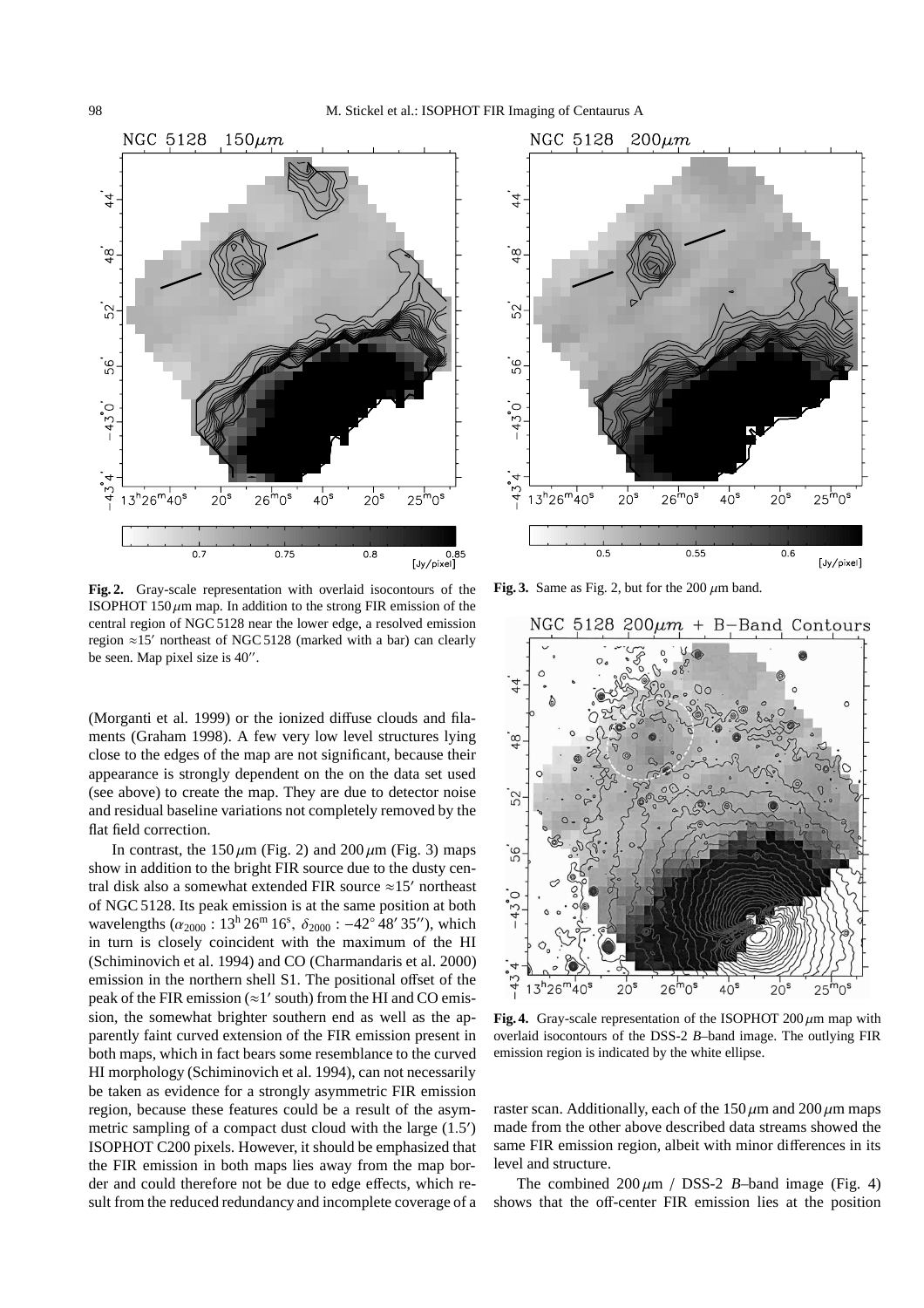**Fig. 2.** Gray-scale representation with overlaid isocontours of the ISOPHOT 150 $\mu$m map. In addition to the strong FIR emission of the central region of NGC 5128 near the lower edge, a resolved emission region ≈15′ northeast of NGC 5128 (marked with a bar) can clearly be seen. Map pixel size is 40″.

**Fig. 3.** Same as Fig. 2, but for the 200 $\mu$m band.

**Fig. 4.** Gray-scale representation of the ISOPHOT 200 $\mu$m map with overlaid isocontours of the DSS-2 *B*–band image. The outlying FIR emission region is indicated by the white ellipse.

(Morganti et al. 1999) or the ionized diffuse clouds and filaments (Graham 1998). A few very low level structures lying close to the edges of the map are not significant, because their appearance is strongly dependent on the on the data set used (see above) to create the map. They are due to detector noise and residual baseline variations not completely removed by the flat field correction.

In contrast, the 150 $\mu$m (Fig. 2) and 200 $\mu$m (Fig. 3) maps show in addition to the bright FIR source due to the dusty central disk also a somewhat extended FIR source ≈15′ northeast of NGC 5128. Its peak emission is at the same position at both wavelengths ($\alpha_{2000}$ : $13^{\rm h}\,26^{\rm m}\,16^{\rm s}$, $\delta_{2000}$ : $-42^\circ\,48'\,35''$), which in turn is closely coincident with the maximum of the HI (Schiminovich et al. 1994) and CO (Charmandaris et al. 2000) emission in the northern shell S1. The positional offset of the peak of the FIR emission (≈1′ south) from the HI and CO emission, the somewhat brighter southern end as well as the apparently faint curved extension of the FIR emission present in both maps, which in fact bears some resemblance to the curved HI morphology (Schiminovich et al. 1994), can not necessarily be taken as evidence for a strongly asymmetric FIR emission region, because these features could be a result of the asymmetric sampling of a compact dust cloud with the large (1.5′) ISOPHOT C200 pixels. However, it should be emphasized that the FIR emission in both maps lies away from the map border and could therefore not be due to edge effects, which result from the reduced redundancy and incomplete coverage of a raster scan. Additionally, each of the 150 $\mu$m and 200 $\mu$m maps made from the other above described data streams showed the same FIR emission region, albeit with minor differences in its level and structure.

The combined 200 $\mu$m / DSS-2 *B*–band image (Fig. 4) shows that the off-center FIR emission lies at the position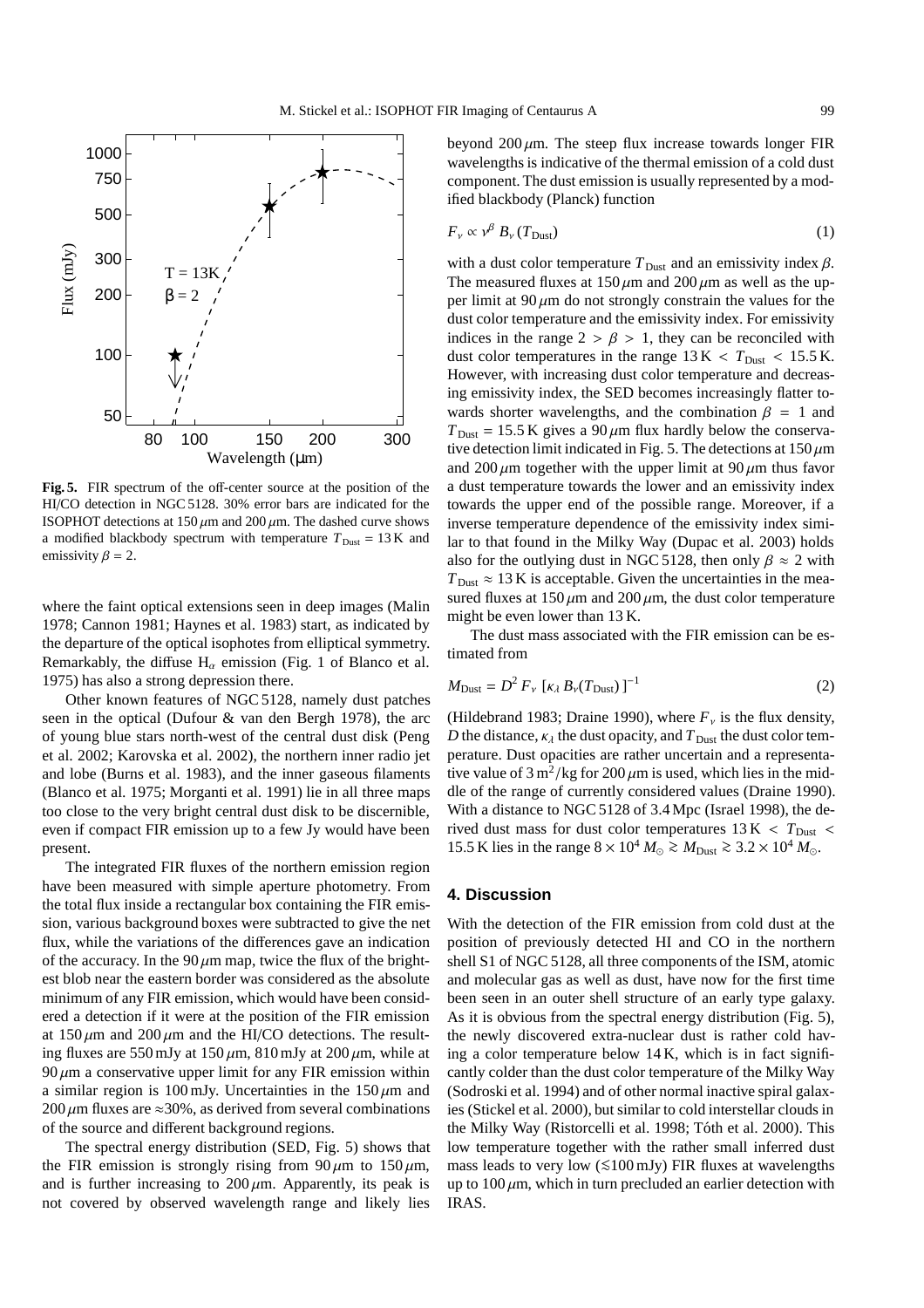**Fig. 5.** FIR spectrum of the off-center source at the position of the HI/CO detection in NGC 5128. 30% error bars are indicated for the ISOPHOT detections at 150 $\mu$m and 200 $\mu$m. The dashed curve shows a modified blackbody spectrum with temperature $T_{\rm Dust}$ = 13 K and emissivity $\beta = 2$.

where the faint optical extensions seen in deep images (Malin 1978; Cannon 1981; Haynes et al. 1983) start, as indicated by the departure of the optical isophotes from elliptical symmetry. Remarkably, the diffuse $H_\alpha$ emission (Fig. 1 of Blanco et al. 1975) has also a strong depression there.

Other known features of NGC 5128, namely dust patches seen in the optical (Dufour & van den Bergh 1978), the arc of young blue stars north-west of the central dust disk (Peng et al. 2002; Karovska et al. 2002), the northern inner radio jet and lobe (Burns et al. 1983), and the inner gaseous filaments (Blanco et al. 1975; Morganti et al. 1991) lie in all three maps too close to the very bright central dust disk to be discernible, even if compact FIR emission up to a few Jy would have been present.

The integrated FIR fluxes of the northern emission region have been measured with simple aperture photometry. From the total flux inside a rectangular box containing the FIR emission, various background boxes were subtracted to give the net flux, while the variations of the differences gave an indication of the accuracy. In the 90 $\mu$m map, twice the flux of the brightest blob near the eastern border was considered as the absolute minimum of any FIR emission, which would have been considered a detection if it were at the position of the FIR emission at 150 $\mu$m and 200 $\mu$m and the HI/CO detections. The resulting fluxes are 550 mJy at 150 $\mu$m, 810 mJy at 200 $\mu$m, while at 90 $\mu$m a conservative upper limit for any FIR emission within a similar region is 100 mJy. Uncertainties in the 150 $\mu$m and 200 $\mu$m fluxes are $\approx$30%, as derived from several combinations of the source and different background regions.

The spectral energy distribution (SED, Fig. 5) shows that the FIR emission is strongly rising from 90 $\mu$m to 150 $\mu$m, and is further increasing to 200 $\mu$m. Apparently, its peak is not covered by observed wavelength range and likely lies beyond 200 $\mu$m. The steep flux increase towards longer FIR wavelengths is indicative of the thermal emission of a cold dust component. The dust emission is usually represented by a modified blackbody (Planck) function

$$F_\nu \propto \nu^\beta \, B_\nu(T_{\rm Dust}) \tag{1}$$

with a dust color temperature $T_{\rm Dust}$ and an emissivity index $\beta$. The measured fluxes at 150 $\mu$m and 200 $\mu$m as well as the upper limit at 90 $\mu$m do not strongly constrain the values for the dust color temperature and the emissivity index. For emissivity indices in the range $2 > \beta > 1$, they can be reconciled with dust color temperatures in the range $13\,{\rm K} < T_{\rm Dust} < 15.5\,{\rm K}$. However, with increasing dust color temperature and decreasing emissivity index, the SED becomes increasingly flatter towards shorter wavelengths, and the combination $\beta = 1$ and $T_{\rm Dust} = 15.5$ K gives a 90 $\mu$m flux hardly below the conservative detection limit indicated in Fig. 5. The detections at 150 $\mu$m and 200 $\mu$m together with the upper limit at 90 $\mu$m thus favor a dust temperature towards the lower and an emissivity index towards the upper end of the possible range. Moreover, if a inverse temperature dependence of the emissivity index similar to that found in the Milky Way (Dupac et al. 2003) holds also for the outlying dust in NGC 5128, then only $\beta \approx 2$ with $T_{\rm Dust} \approx 13$ K is acceptable. Given the uncertainties in the measured fluxes at 150 $\mu$m and 200 $\mu$m, the dust color temperature might be even lower than 13 K.

The dust mass associated with the FIR emission can be estimated from

$$M_{\rm Dust} = D^2 \, F_\nu \, [\kappa_\lambda \, B_\nu(T_{\rm Dust})\,]^{-1} \tag{2}$$

(Hildebrand 1983; Draine 1990), where $F_\nu$ is the flux density, $D$ the distance, $\kappa_\lambda$ the dust opacity, and $T_{\rm Dust}$ the dust color temperature. Dust opacities are rather uncertain and a representative value of 3 m$^2$/kg for 200 $\mu$m is used, which lies in the middle of the range of currently considered values (Draine 1990). With a distance to NGC 5128 of 3.4 Mpc (Israel 1998), the derived dust mass for dust color temperatures $13\,{\rm K} < T_{\rm Dust} < 15.5\,{\rm K}$ lies in the range $8 \times 10^4\,M_\odot \gtrsim M_{\rm Dust} \gtrsim 3.2 \times 10^4\,M_\odot$.

## 4. Discussion

With the detection of the FIR emission from cold dust at the position of previously detected HI and CO in the northern shell S1 of NGC 5128, all three components of the ISM, atomic and molecular gas as well as dust, have now for the first time been seen in an outer shell structure of an early type galaxy. As it is obvious from the spectral energy distribution (Fig. 5), the newly discovered extra-nuclear dust is rather cold having a color temperature below 14 K, which is in fact significantly colder than the dust color temperature of the Milky Way (Sodroski et al. 1994) and of other normal inactive spiral galaxies (Stickel et al. 2000), but similar to cold interstellar clouds in the Milky Way (Ristorcelli et al. 1998; Tóth et al. 2000). This low temperature together with the rather small inferred dust mass leads to very low ($\lesssim$100 mJy) FIR fluxes at wavelengths up to 100 $\mu$m, which in turn precluded an earlier detection with IRAS.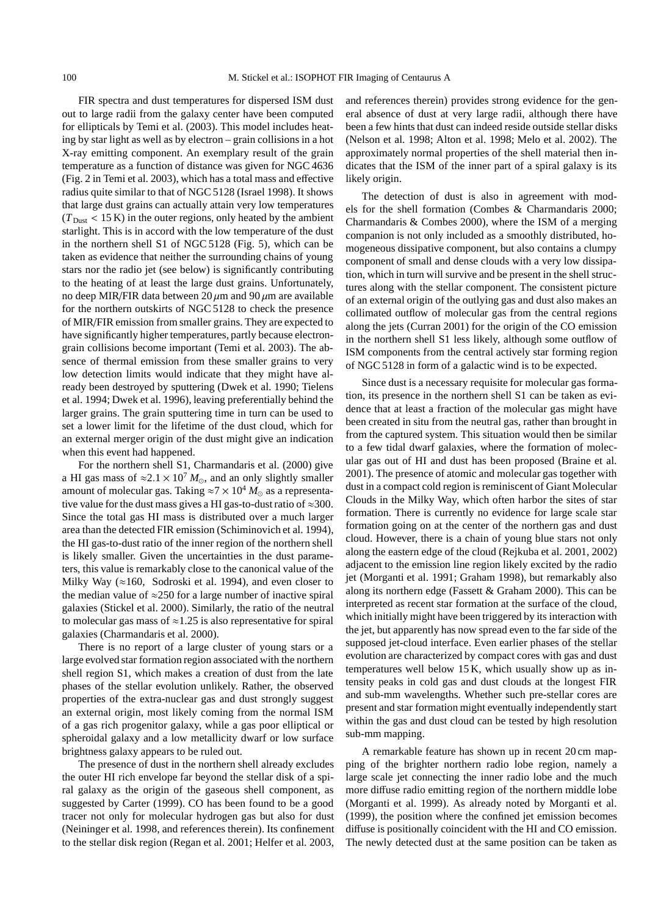FIR spectra and dust temperatures for dispersed ISM dust out to large radii from the galaxy center have been computed for ellipticals by Temi et al. (2003). This model includes heating by star light as well as by electron – grain collisions in a hot X-ray emitting component. An exemplary result of the grain temperature as a function of distance was given for NGC 4636 (Fig. 2 in Temi et al. 2003), which has a total mass and effective radius quite similar to that of NGC 5128 (Israel 1998). It shows that large dust grains can actually attain very low temperatures ($T_{\rm Dust}$ < 15 K) in the outer regions, only heated by the ambient starlight. This is in accord with the low temperature of the dust in the northern shell S1 of NGC 5128 (Fig. 5), which can be taken as evidence that neither the surrounding chains of young stars nor the radio jet (see below) is significantly contributing to the heating of at least the large dust grains. Unfortunately, no deep MIR/FIR data between 20 $\mu$m and 90 $\mu$m are available for the northern outskirts of NGC 5128 to check the presence of MIR/FIR emission from smaller grains. They are expected to have significantly higher temperatures, partly because electron-grain collisions become important (Temi et al. 2003). The absence of thermal emission from these smaller grains to very low detection limits would indicate that they might have already been destroyed by sputtering (Dwek et al. 1990; Tielens et al. 1994; Dwek et al. 1996), leaving preferentially behind the larger grains. The grain sputtering time in turn can be used to set a lower limit for the lifetime of the dust cloud, which for an external merger origin of the dust might give an indication when this event had happened.

For the northern shell S1, Charmandaris et al. (2000) give a HI gas mass of $\approx 2.1 \times 10^7\,M_\odot$, and an only slightly smaller amount of molecular gas. Taking $\approx 7 \times 10^4\,M_\odot$ as a representative value for the dust mass gives a HI gas-to-dust ratio of $\approx$300. Since the total gas HI mass is distributed over a much larger area than the detected FIR emission (Schiminovich et al. 1994), the HI gas-to-dust ratio of the inner region of the northern shell is likely smaller. Given the uncertainties in the dust parameters, this value is remarkably close to the canonical value of the Milky Way ($\approx$160, Sodroski et al. 1994), and even closer to the median value of $\approx$250 for a large number of inactive spiral galaxies (Stickel et al. 2000). Similarly, the ratio of the neutral to molecular gas mass of $\approx$1.25 is also representative for spiral galaxies (Charmandaris et al. 2000).

There is no report of a large cluster of young stars or a large evolved star formation region associated with the northern shell region S1, which makes a creation of dust from the late phases of the stellar evolution unlikely. Rather, the observed properties of the extra-nuclear gas and dust strongly suggest an external origin, most likely coming from the normal ISM of a gas rich progenitor galaxy, while a gas poor elliptical or spheroidal galaxy and a low metallicity dwarf or low surface brightness galaxy appears to be ruled out.

The presence of dust in the northern shell already excludes the outer HI rich envelope far beyond the stellar disk of a spiral galaxy as the origin of the gaseous shell component, as suggested by Carter (1999). CO has been found to be a good tracer not only for molecular hydrogen gas but also for dust (Neininger et al. 1998, and references therein). Its confinement to the stellar disk region (Regan et al. 2001; Helfer et al. 2003, and references therein) provides strong evidence for the general absence of dust at very large radii, although there have been a few hints that dust can indeed reside outside stellar disks (Nelson et al. 1998; Alton et al. 1998; Melo et al. 2002). The approximately normal properties of the shell material then indicates that the ISM of the inner part of a spiral galaxy is its likely origin.

The detection of dust is also in agreement with models for the shell formation (Combes & Charmandaris 2000; Charmandaris & Combes 2000), where the ISM of a merging companion is not only included as a smoothly distributed, homogeneous dissipative component, but also contains a clumpy component of small and dense clouds with a very low dissipation, which in turn will survive and be present in the shell structures along with the stellar component. The consistent picture of an external origin of the outlying gas and dust also makes an collimated outflow of molecular gas from the central regions along the jets (Curran 2001) for the origin of the CO emission in the northern shell S1 less likely, although some outflow of ISM components from the central actively star forming region of NGC 5128 in form of a galactic wind is to be expected.

Since dust is a necessary requisite for molecular gas formation, its presence in the northern shell S1 can be taken as evidence that at least a fraction of the molecular gas might have been created in situ from the neutral gas, rather than brought in from the captured system. This situation would then be similar to a few tidal dwarf galaxies, where the formation of molecular gas out of HI and dust has been proposed (Braine et al. 2001). The presence of atomic and molecular gas together with dust in a compact cold region is reminiscent of Giant Molecular Clouds in the Milky Way, which often harbor the sites of star formation. There is currently no evidence for large scale star formation going on at the center of the northern gas and dust cloud. However, there is a chain of young blue stars not only along the eastern edge of the cloud (Rejkuba et al. 2001, 2002) adjacent to the emission line region likely excited by the radio jet (Morganti et al. 1991; Graham 1998), but remarkably also along its northern edge (Fassett & Graham 2000). This can be interpreted as recent star formation at the surface of the cloud, which initially might have been triggered by its interaction with the jet, but apparently has now spread even to the far side of the supposed jet-cloud interface. Even earlier phases of the stellar evolution are characterized by compact cores with gas and dust temperatures well below 15 K, which usually show up as intensity peaks in cold gas and dust clouds at the longest FIR and sub-mm wavelengths. Whether such pre-stellar cores are present and star formation might eventually independently start within the gas and dust cloud can be tested by high resolution sub-mm mapping.

A remarkable feature has shown up in recent 20 cm mapping of the brighter northern radio lobe region, namely a large scale jet connecting the inner radio lobe and the much more diffuse radio emitting region of the northern middle lobe (Morganti et al. 1999). As already noted by Morganti et al. (1999), the position where the confined jet emission becomes diffuse is positionally coincident with the HI and CO emission. The newly detected dust at the same position can be taken as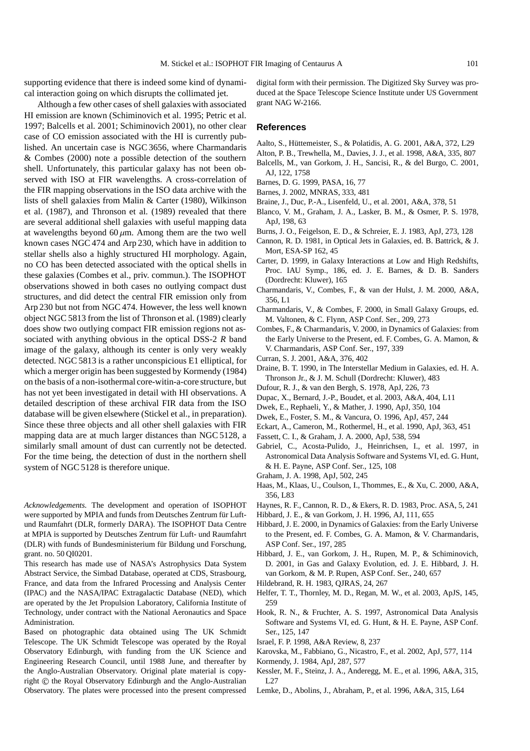supporting evidence that there is indeed some kind of dynamical interaction going on which disrupts the collimated jet.

Although a few other cases of shell galaxies with associated HI emission are known (Schiminovich et al. 1995; Petric et al. 1997; Balcells et al. 2001; Schiminovich 2001), no other clear case of CO emission associated with the HI is currently published. An uncertain case is NGC 3656, where Charmandaris & Combes (2000) note a possible detection of the southern shell. Unfortunately, this particular galaxy has not been observed with ISO at FIR wavelengths. A cross-correlation of the FIR mapping observations in the ISO data archive with the lists of shell galaxies from Malin & Carter (1980), Wilkinson et al. (1987), and Thronson et al. (1989) revealed that there are several additional shell galaxies with useful mapping data at wavelengths beyond 60 $\mu$m. Among them are the two well known cases NGC 474 and Arp 230, which have in addition to stellar shells also a highly structured HI morphology. Again, no CO has been detected associated with the optical shells in these galaxies (Combes et al., priv. commun.). The ISOPHOT observations showed in both cases no outlying compact dust structures, and did detect the central FIR emission only from Arp 230 but not from NGC 474. However, the less well known object NGC 5813 from the list of Thronson et al. (1989) clearly does show two outlying compact FIR emission regions not associated with anything obvious in the optical DSS-2 *R* band image of the galaxy, although its center is only very weakly detected. NGC 5813 is a rather unconspicious E1 elliptical, for which a merger origin has been suggested by Kormendy (1984) on the basis of a non-isothermal core-witin-a-core structure, but has not yet been investigated in detail with HI observations. A detailed description of these archival FIR data from the ISO database will be given elsewhere (Stickel et al., in preparation). Since these three objects and all other shell galaxies with FIR mapping data are at much larger distances than NGC 5128, a similarly small amount of dust can currently not be detected. For the time being, the detection of dust in the northern shell system of NGC 5128 is therefore unique.

*Acknowledgements.* The development and operation of ISOPHOT were supported by MPIA and funds from Deutsches Zentrum für Luft- und Raumfahrt (DLR, formerly DARA). The ISOPHOT Data Centre at MPIA is supported by Deutsches Zentrum für Luft- und Raumfahrt (DLR) with funds of Bundesministerium für Bildung und Forschung, grant. no. 50 QI0201.

This research has made use of NASA's Astrophysics Data System Abstract Service, the Simbad Database, operated at CDS, Strasbourg, France, and data from the Infrared Processing and Analysis Center (IPAC) and the NASA/IPAC Extragalactic Database (NED), which are operated by the Jet Propulsion Laboratory, California Institute of Technology, under contract with the National Aeronautics and Space Administration.

Based on photographic data obtained using The UK Schmidt Telescope. The UK Schmidt Telescope was operated by the Royal Observatory Edinburgh, with funding from the UK Science and Engineering Research Council, until 1988 June, and thereafter by the Anglo-Australian Observatory. Original plate material is copyright © the Royal Observatory Edinburgh and the Anglo-Australian Observatory. The plates were processed into the present compressed digital form with their permission. The Digitized Sky Survey was produced at the Space Telescope Science Institute under US Government grant NAG W-2166.

## References

Aalto, S., Hüttemeister, S., & Polatidis, A. G. 2001, A&A, 372, L29

Alton, P. B., Trewhella, M., Davies, J. J., et al. 1998, A&A, 335, 807

Balcells, M., van Gorkom, J. H., Sancisi, R., & del Burgo, C. 2001, AJ, 122, 1758

Barnes, D. G. 1999, PASA, 16, 77

Barnes, J. 2002, MNRAS, 333, 481

Braine, J., Duc, P.-A., Lisenfeld, U., et al. 2001, A&A, 378, 51

Blanco, V. M., Graham, J. A., Lasker, B. M., & Osmer, P. S. 1978, ApJ, 198, 63

Burns, J. O., Feigelson, E. D., & Schreier, E. J. 1983, ApJ, 273, 128

Cannon, R. D. 1981, in Optical Jets in Galaxies, ed. B. Battrick, & J. Mort, ESA-SP 162, 45

Carter, D. 1999, in Galaxy Interactions at Low and High Redshifts, Proc. IAU Symp., 186, ed. J. E. Barnes, & D. B. Sanders (Dordrecht: Kluwer), 165

Charmandaris, V., Combes, F., & van der Hulst, J. M. 2000, A&A, 356, L1

Charmandaris, V., & Combes, F. 2000, in Small Galaxy Groups, ed. M. Valtonen, & C. Flynn, ASP Conf. Ser., 209, 273

Combes, F., & Charmandaris, V. 2000, in Dynamics of Galaxies: from the Early Universe to the Present, ed. F. Combes, G. A. Mamon, & V. Charmandaris, ASP Conf. Ser., 197, 339

Curran, S. J. 2001, A&A, 376, 402

Draine, B. T. 1990, in The Interstellar Medium in Galaxies, ed. H. A. Thronson Jr., & J. M. Schull (Dordrecht: Kluwer), 483

Dufour, R. J., & van den Bergh, S. 1978, ApJ, 226, 73

Dupac, X., Bernard, J.-P., Boudet, et al. 2003, A&A, 404, L11

Dwek, E., Rephaeli, Y., & Mather, J. 1990, ApJ, 350, 104

Dwek, E., Foster, S. M., & Vancura, O. 1996, ApJ, 457, 244

Eckart, A., Cameron, M., Rothermel, H., et al. 1990, ApJ, 363, 451

Fassett, C. I., & Graham, J. A. 2000, ApJ, 538, 594

Gabriel, C., Acosta-Pulido, J., Heinrichsen, I., et al. 1997, in Astronomical Data Analysis Software and Systems VI, ed. G. Hunt, & H. E. Payne, ASP Conf. Ser., 125, 108

Graham, J. A. 1998, ApJ, 502, 245

Haas, M., Klaas, U., Coulson, I., Thommes, E., & Xu, C. 2000, A&A, 356, L83

Haynes, R. F., Cannon, R. D., & Ekers, R. D. 1983, Proc. ASA, 5, 241

Hibbard, J. E., & van Gorkom, J. H. 1996, AJ, 111, 655

Hibbard, J. E. 2000, in Dynamics of Galaxies: from the Early Universe to the Present, ed. F. Combes, G. A. Mamon, & V. Charmandaris, ASP Conf. Ser., 197, 285

Hibbard, J. E., van Gorkom, J. H., Rupen, M. P., & Schiminovich, D. 2001, in Gas and Galaxy Evolution, ed. J. E. Hibbard, J. H. van Gorkom, & M. P. Rupen, ASP Conf. Ser., 240, 657

Hildebrand, R. H. 1983, QJRAS, 24, 267

Helfer, T. T., Thornley, M. D., Regan, M. W., et al. 2003, ApJS, 145, 259

Hook, R. N., & Fruchter, A. S. 1997, Astronomical Data Analysis Software and Systems VI, ed. G. Hunt, & H. E. Payne, ASP Conf. Ser., 125, 147

Israel, F. P. 1998, A&A Review, 8, 237

Karovska, M., Fabbiano, G., Nicastro, F., et al. 2002, ApJ, 577, 114

Kormendy, J. 1984, ApJ, 287, 577

Kessler, M. F., Steinz, J. A., Anderegg, M. E., et al. 1996, A&A, 315, L27

Lemke, D., Abolins, J., Abraham, P., et al. 1996, A&A, 315, L64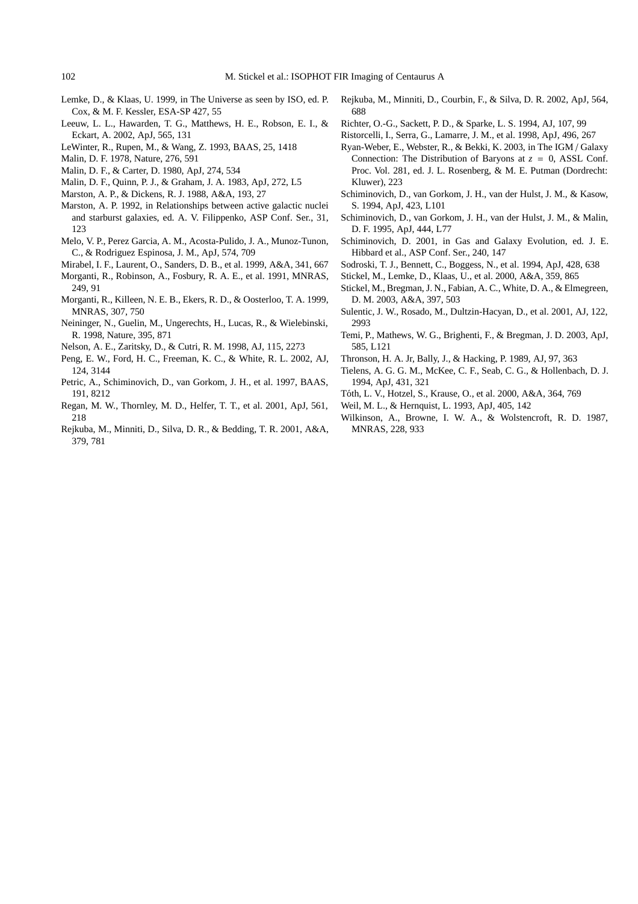Lemke, D., & Klaas, U. 1999, in The Universe as seen by ISO, ed. P. Cox, & M. F. Kessler, ESA-SP 427, 55

Leeuw, L. L., Hawarden, T. G., Matthews, H. E., Robson, E. I., & Eckart, A. 2002, ApJ, 565, 131

LeWinter, R., Rupen, M., & Wang, Z. 1993, BAAS, 25, 1418

Malin, D. F. 1978, Nature, 276, 591

Malin, D. F., & Carter, D. 1980, ApJ, 274, 534

Malin, D. F., Quinn, P. J., & Graham, J. A. 1983, ApJ, 272, L5

Marston, A. P., & Dickens, R. J. 1988, A&A, 193, 27

Marston, A. P. 1992, in Relationships between active galactic nuclei and starburst galaxies, ed. A. V. Filippenko, ASP Conf. Ser., 31, 123

Melo, V. P., Perez Garcia, A. M., Acosta-Pulido, J. A., Munoz-Tunon, C., & Rodriguez Espinosa, J. M., ApJ, 574, 709

Mirabel, I. F., Laurent, O., Sanders, D. B., et al. 1999, A&A, 341, 667

Morganti, R., Robinson, A., Fosbury, R. A. E., et al. 1991, MNRAS, 249, 91

Morganti, R., Killeen, N. E. B., Ekers, R. D., & Oosterloo, T. A. 1999, MNRAS, 307, 750

Neininger, N., Guelin, M., Ungerechts, H., Lucas, R., & Wielebinski, R. 1998, Nature, 395, 871

Nelson, A. E., Zaritsky, D., & Cutri, R. M. 1998, AJ, 115, 2273

Peng, E. W., Ford, H. C., Freeman, K. C., & White, R. L. 2002, AJ, 124, 3144

Petric, A., Schiminovich, D., van Gorkom, J. H., et al. 1997, BAAS, 191, 8212

Regan, M. W., Thornley, M. D., Helfer, T. T., et al. 2001, ApJ, 561, 218

Rejkuba, M., Minniti, D., Silva, D. R., & Bedding, T. R. 2001, A&A, 379, 781

Rejkuba, M., Minniti, D., Courbin, F., & Silva, D. R. 2002, ApJ, 564, 688

Richter, O.-G., Sackett, P. D., & Sparke, L. S. 1994, AJ, 107, 99

Ristorcelli, I., Serra, G., Lamarre, J. M., et al. 1998, ApJ, 496, 267

Ryan-Weber, E., Webster, R., & Bekki, K. 2003, in The IGM / Galaxy Connection: The Distribution of Baryons at $z = 0$, ASSL Conf. Proc. Vol. 281, ed. J. L. Rosenberg, & M. E. Putman (Dordrecht: Kluwer), 223

Schiminovich, D., van Gorkom, J. H., van der Hulst, J. M., & Kasow, S. 1994, ApJ, 423, L101

Schiminovich, D., van Gorkom, J. H., van der Hulst, J. M., & Malin, D. F. 1995, ApJ, 444, L77

Schiminovich, D. 2001, in Gas and Galaxy Evolution, ed. J. E. Hibbard et al., ASP Conf. Ser., 240, 147

Sodroski, T. J., Bennett, C., Boggess, N., et al. 1994, ApJ, 428, 638

Stickel, M., Lemke, D., Klaas, U., et al. 2000, A&A, 359, 865

Stickel, M., Bregman, J. N., Fabian, A. C., White, D. A., & Elmegreen, D. M. 2003, A&A, 397, 503

Sulentic, J. W., Rosado, M., Dultzin-Hacyan, D., et al. 2001, AJ, 122, 2993

Temi, P., Mathews, W. G., Brighenti, F., & Bregman, J. D. 2003, ApJ, 585, L121

Thronson, H. A. Jr, Bally, J., & Hacking, P. 1989, AJ, 97, 363

Tielens, A. G. G. M., McKee, C. F., Seab, C. G., & Hollenbach, D. J. 1994, ApJ, 431, 321

Tóth, L. V., Hotzel, S., Krause, O., et al. 2000, A&A, 364, 769

Weil, M. L., & Hernquist, L. 1993, ApJ, 405, 142

Wilkinson, A., Browne, I. W. A., & Wolstencroft, R. D. 1987, MNRAS, 228, 933